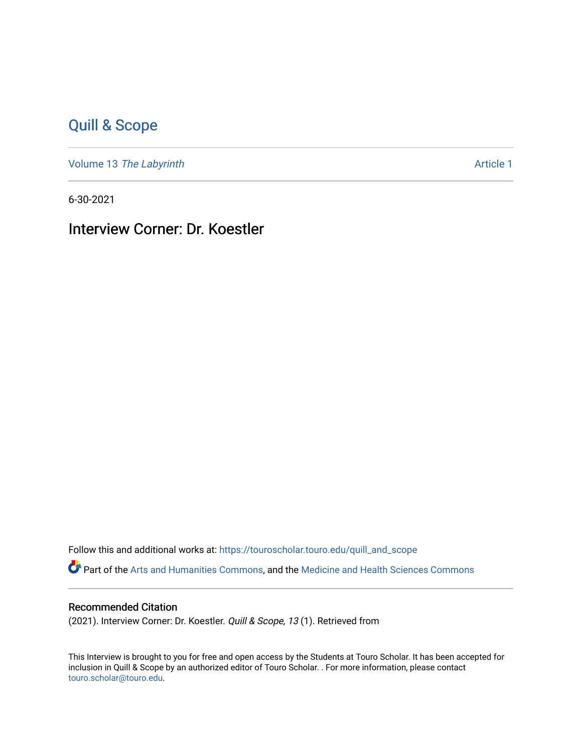# Quill & Scope

Volume 13 *The Labyrinth* Article 1

6-30-2021

## Interview Corner: Dr. Koestler

Follow this and additional works at: https://touroscholar.touro.edu/quill_and_scope

Part of the Arts and Humanities Commons, and the Medicine and Health Sciences Commons

### Recommended Citation

(2021). Interview Corner: Dr. Koestler. *Quill & Scope, 13* (1). Retrieved from

This Interview is brought to you for free and open access by the Students at Touro Scholar. It has been accepted for inclusion in Quill & Scope by an authorized editor of Touro Scholar. . For more information, please contact touro.scholar@touro.edu.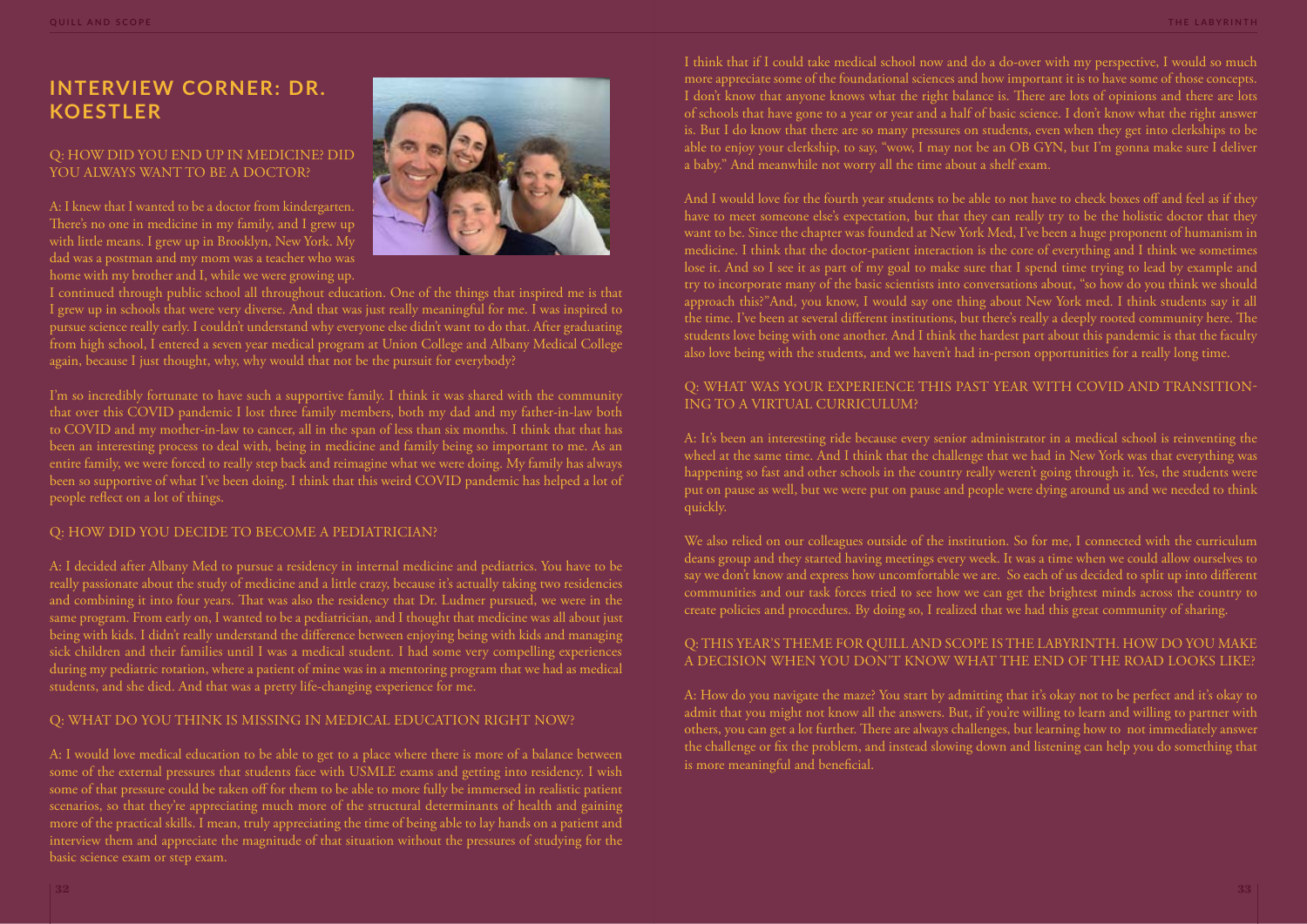## INTERVIEW CORNER: DR. KOESTLER

### Q: HOW DID YOU END UP IN MEDICINE? DID YOU ALWAYS WANT TO BE A DOCTOR?

A: I knew that I wanted to be a doctor from kindergarten. There's no one in medicine in my family, and I grew up with little means. I grew up in Brooklyn, New York. My dad was a postman and my mom was a teacher who was home with my brother and I, while we were growing up. I continued through public school all throughout education. One of the things that inspired me is that I grew up in schools that were very diverse. And that was just really meaningful for me. I was inspired to pursue science really early. I couldn't understand why everyone else didn't want to do that. After graduating from high school, I entered a seven year medical program at Union College and Albany Medical College again, because I just thought, why, why would that not be the pursuit for everybody?

I'm so incredibly fortunate to have such a supportive family. I think it was shared with the community that over this COVID pandemic I lost three family members, both my dad and my father-in-law both to COVID and my mother-in-law to cancer, all in the span of less than six months. I think that that has been an interesting process to deal with, being in medicine and family being so important to me. As an entire family, we were forced to really step back and reimagine what we were doing. My family has always been so supportive of what I've been doing. I think that this weird COVID pandemic has helped a lot of people reflect on a lot of things.

### Q: HOW DID YOU DECIDE TO BECOME A PEDIATRICIAN?

A: I decided after Albany Med to pursue a residency in internal medicine and pediatrics. You have to be really passionate about the study of medicine and a little crazy, because it's actually taking two residencies and combining it into four years. That was also the residency that Dr. Ludmer pursued, we were in the same program. From early on, I wanted to be a pediatrician, and I thought that medicine was all about just being with kids. I didn't really understand the difference between enjoying being with kids and managing sick children and their families until I was a medical student. I had some very compelling experiences during my pediatric rotation, where a patient of mine was in a mentoring program that we had as medical students, and she died. And that was a pretty life-changing experience for me.

### Q: WHAT DO YOU THINK IS MISSING IN MEDICAL EDUCATION RIGHT NOW?

A: I would love medical education to be able to get to a place where there is more of a balance between some of the external pressures that students face with USMLE exams and getting into residency. I wish some of that pressure could be taken off for them to be able to more fully be immersed in realistic patient scenarios, so that they're appreciating much more of the structural determinants of health and gaining more of the practical skills. I mean, truly appreciating the time of being able to lay hands on a patient and interview them and appreciate the magnitude of that situation without the pressures of studying for the basic science exam or step exam.

I think that if I could take medical school now and do a do-over with my perspective, I would so much more appreciate some of the foundational sciences and how important it is to have some of those concepts. I don't know that anyone knows what the right balance is. There are lots of opinions and there are lots of schools that have gone to a year or year and a half of basic science. I don't know what the right answer is. But I do know that there are so many pressures on students, even when they get into clerkships to be able to enjoy your clerkship, to say, "wow, I may not be an OB GYN, but I'm gonna make sure I deliver a baby." And meanwhile not worry all the time about a shelf exam.

And I would love for the fourth year students to be able to not have to check boxes off and feel as if they have to meet someone else's expectation, but that they can really try to be the holistic doctor that they want to be. Since the chapter was founded at New York Med, I've been a huge proponent of humanism in medicine. I think that the doctor-patient interaction is the core of everything and I think we sometimes lose it. And so I see it as part of my goal to make sure that I spend time trying to lead by example and try to incorporate many of the basic scientists into conversations about, "so how do you think we should approach this?"And, you know, I would say one thing about New York med. I think students say it all the time. I've been at several different institutions, but there's really a deeply rooted community here. The students love being with one another. And I think the hardest part about this pandemic is that the faculty also love being with the students, and we haven't had in-person opportunities for a really long time.

### Q: WHAT WAS YOUR EXPERIENCE THIS PAST YEAR WITH COVID AND TRANSITIONING TO A VIRTUAL CURRICULUM?

A: It's been an interesting ride because every senior administrator in a medical school is reinventing the wheel at the same time. And I think that the challenge that we had in New York was that everything was happening so fast and other schools in the country really weren't going through it. Yes, the students were put on pause as well, but we were put on pause and people were dying around us and we needed to think quickly.

We also relied on our colleagues outside of the institution. So for me, I connected with the curriculum deans group and they started having meetings every week. It was a time when we could allow ourselves to say we don't know and express how uncomfortable we are. So each of us decided to split up into different communities and our task forces tried to see how we can get the brightest minds across the country to create policies and procedures. By doing so, I realized that we had this great community of sharing.

### Q: THIS YEAR'S THEME FOR QUILL AND SCOPE IS THE LABYRINTH. HOW DO YOU MAKE A DECISION WHEN YOU DON'T KNOW WHAT THE END OF THE ROAD LOOKS LIKE?

A: How do you navigate the maze? You start by admitting that it's okay not to be perfect and it's okay to admit that you might not know all the answers. But, if you're willing to learn and willing to partner with others, you can get a lot further. There are always challenges, but learning how to not immediately answer the challenge or fix the problem, and instead slowing down and listening can help you do something that is more meaningful and beneficial.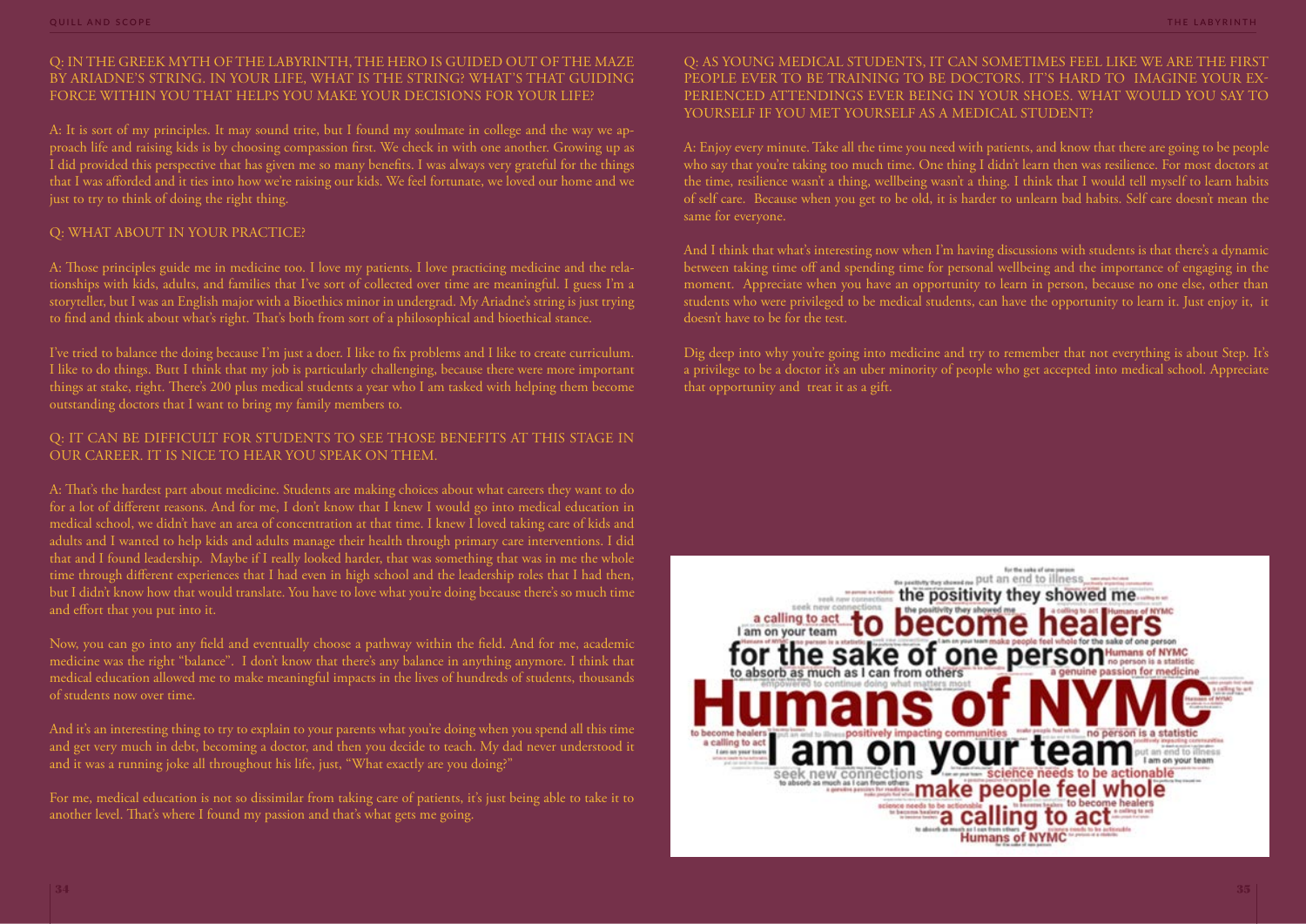Q: IN THE GREEK MYTH OF THE LABYRINTH, THE HERO IS GUIDED OUT OF THE MAZE BY ARIADNE'S STRING. IN YOUR LIFE, WHAT IS THE STRING? WHAT'S THAT GUIDING FORCE WITHIN YOU THAT HELPS YOU MAKE YOUR DECISIONS FOR YOUR LIFE?

A: It is sort of my principles. It may sound trite, but I found my soulmate in college and the way we approach life and raising kids is by choosing compassion first. We check in with one another. Growing up as I did provided this perspective that has given me so many benefits. I was always very grateful for the things that I was afforded and it ties into how we're raising our kids. We feel fortunate, we loved our home and we just to try to think of doing the right thing.

Q: WHAT ABOUT IN YOUR PRACTICE?

A: Those principles guide me in medicine too. I love my patients. I love practicing medicine and the relationships with kids, adults, and families that I've sort of collected over time are meaningful. I guess I'm a storyteller, but I was an English major with a Bioethics minor in undergrad. My Ariadne's string is just trying to find and think about what's right. That's both from sort of a philosophical and bioethical stance.

I've tried to balance the doing because I'm just a doer. I like to fix problems and I like to create curriculum. I like to do things. Butt I think that my job is particularly challenging, because there were more important things at stake, right. There's 200 plus medical students a year who I am tasked with helping them become outstanding doctors that I want to bring my family members to.

Q: IT CAN BE DIFFICULT FOR STUDENTS TO SEE THOSE BENEFITS AT THIS STAGE IN OUR CAREER. IT IS NICE TO HEAR YOU SPEAK ON THEM.

A: That's the hardest part about medicine. Students are making choices about what careers they want to do for a lot of different reasons. And for me, I don't know that I knew I would go into medical education in medical school, we didn't have an area of concentration at that time. I knew I loved taking care of kids and adults and I wanted to help kids and adults manage their health through primary care interventions. I did that and I found leadership. Maybe if I really looked harder, that was something that was in me the whole time through different experiences that I had even in high school and the leadership roles that I had then, but I didn't know how that would translate. You have to love what you're doing because there's so much time and effort that you put into it.

Now, you can go into any field and eventually choose a pathway within the field. And for me, academic medicine was the right "balance". I don't know that there's any balance in anything anymore. I think that medical education allowed me to make meaningful impacts in the lives of hundreds of students, thousands of students now over time.

And it's an interesting thing to try to explain to your parents what you're doing when you spend all this time and get very much in debt, becoming a doctor, and then you decide to teach. My dad never understood it and it was a running joke all throughout his life, just, "What exactly are you doing?"

For me, medical education is not so dissimilar from taking care of patients, it's just being able to take it to another level. That's where I found my passion and that's what gets me going.

Q: AS YOUNG MEDICAL STUDENTS, IT CAN SOMETIMES FEEL LIKE WE ARE THE FIRST PEOPLE EVER TO BE TRAINING TO BE DOCTORS. IT'S HARD TO IMAGINE YOUR EXPERIENCED ATTENDINGS EVER BEING IN YOUR SHOES. WHAT WOULD YOU SAY TO YOURSELF IF YOU MET YOURSELF AS A MEDICAL STUDENT?

A: Enjoy every minute. Take all the time you need with patients, and know that there are going to be people who say that you're taking too much time. One thing I didn't learn then was resilience. For most doctors at the time, resilience wasn't a thing, wellbeing wasn't a thing. I think that I would tell myself to learn habits of self care. Because when you get to be old, it is harder to unlearn bad habits. Self care doesn't mean the same for everyone.

And I think that what's interesting now when I'm having discussions with students is that there's a dynamic between taking time off and spending time for personal wellbeing and the importance of engaging in the moment. Appreciate when you have an opportunity to learn in person, because no one else, other than students who were privileged to be medical students, can have the opportunity to learn it. Just enjoy it, it doesn't have to be for the test.

Dig deep into why you're going into medicine and try to remember that not everything is about Step. It's a privilege to be a doctor it's an uber minority of people who get accepted into medical school. Appreciate that opportunity and treat it as a gift.